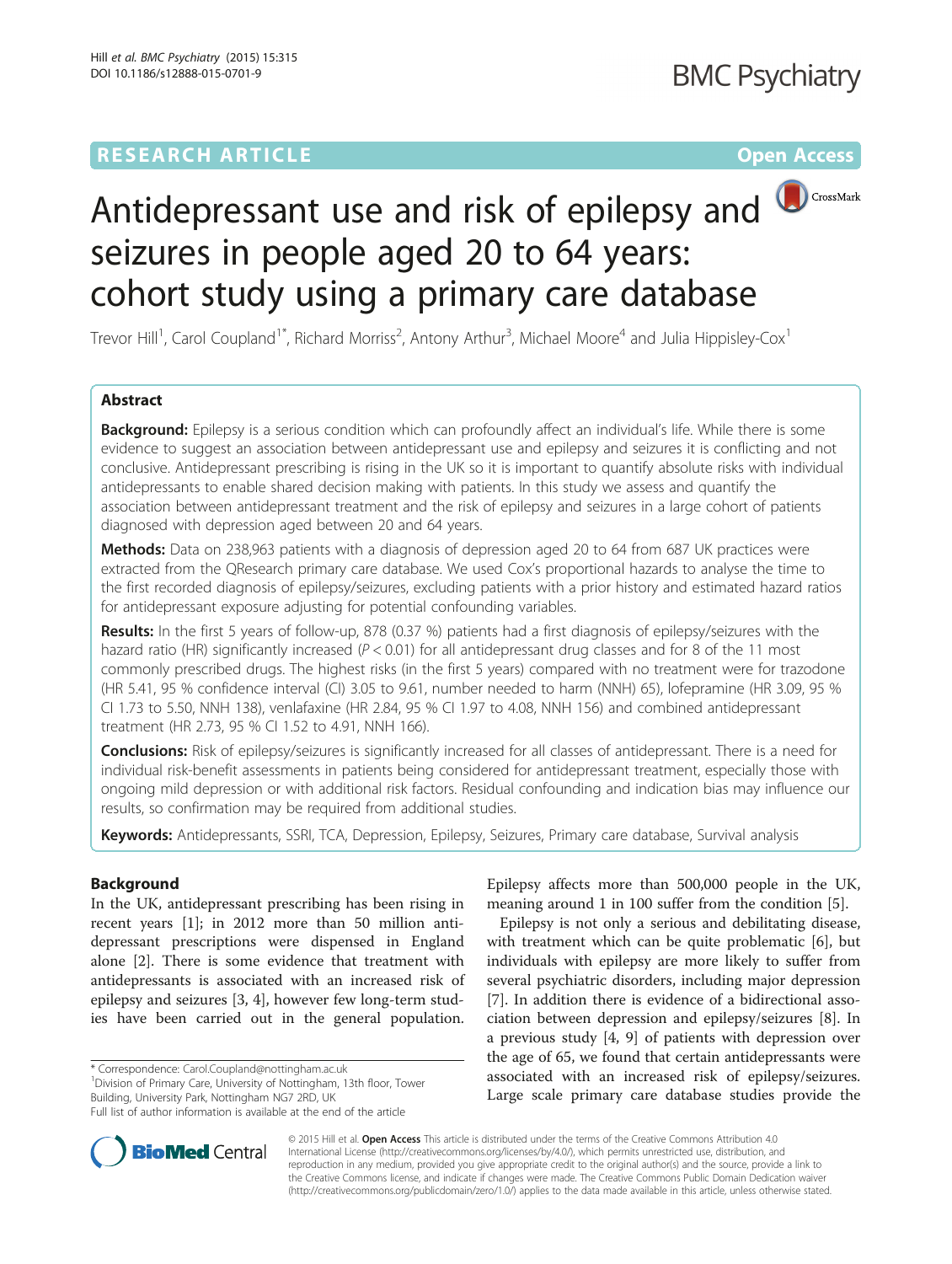RESEARCH ARTICLE

Open Access

# Antidepressant use and risk of epilepsy and seizures in people aged 20 to 64 years: cohort study using a primary care database

Trevor Hill[1], Carol Coupland[1*], Richard Morriss[2], Antony Arthur[3], Michael Moore[4] and Julia Hippisley-Cox[1]

## Abstract

**Background:** Epilepsy is a serious condition which can profoundly affect an individual's life. While there is some evidence to suggest an association between antidepressant use and epilepsy and seizures it is conflicting and not conclusive. Antidepressant prescribing is rising in the UK so it is important to quantify absolute risks with individual antidepressants to enable shared decision making with patients. In this study we assess and quantify the association between antidepressant treatment and the risk of epilepsy and seizures in a large cohort of patients diagnosed with depression aged between 20 and 64 years.

**Methods:** Data on 238,963 patients with a diagnosis of depression aged 20 to 64 from 687 UK practices were extracted from the QResearch primary care database. We used Cox's proportional hazards to analyse the time to the first recorded diagnosis of epilepsy/seizures, excluding patients with a prior history and estimated hazard ratios for antidepressant exposure adjusting for potential confounding variables.

**Results:** In the first 5 years of follow-up, 878 (0.37 %) patients had a first diagnosis of epilepsy/seizures with the hazard ratio (HR) significantly increased ($P < 0.01$) for all antidepressant drug classes and for 8 of the 11 most commonly prescribed drugs. The highest risks (in the first 5 years) compared with no treatment were for trazodone (HR 5.41, 95 % confidence interval (CI) 3.05 to 9.61, number needed to harm (NNH) 65), lofepramine (HR 3.09, 95 % CI 1.73 to 5.50, NNH 138), venlafaxine (HR 2.84, 95 % CI 1.97 to 4.08, NNH 156) and combined antidepressant treatment (HR 2.73, 95 % CI 1.52 to 4.91, NNH 166).

**Conclusions:** Risk of epilepsy/seizures is significantly increased for all classes of antidepressant. There is a need for individual risk-benefit assessments in patients being considered for antidepressant treatment, especially those with ongoing mild depression or with additional risk factors. Residual confounding and indication bias may influence our results, so confirmation may be required from additional studies.

**Keywords:** Antidepressants, SSRI, TCA, Depression, Epilepsy, Seizures, Primary care database, Survival analysis

## Background

In the UK, antidepressant prescribing has been rising in recent years [1]; in 2012 more than 50 million antidepressant prescriptions were dispensed in England alone [2]. There is some evidence that treatment with antidepressants is associated with an increased risk of epilepsy and seizures [3, 4], however few long-term studies have been carried out in the general population. Epilepsy affects more than 500,000 people in the UK, meaning around 1 in 100 suffer from the condition [5].

Epilepsy is not only a serious and debilitating disease, with treatment which can be quite problematic [6], but individuals with epilepsy are more likely to suffer from several psychiatric disorders, including major depression [7]. In addition there is evidence of a bidirectional association between depression and epilepsy/seizures [8]. In a previous study [4, 9] of patients with depression over the age of 65, we found that certain antidepressants were associated with an increased risk of epilepsy/seizures. Large scale primary care database studies provide the

* Correspondence: Carol.Coupland@nottingham.ac.uk
[1]Division of Primary Care, University of Nottingham, 13th floor, Tower Building, University Park, Nottingham NG7 2RD, UK
Full list of author information is available at the end of the article

© 2015 Hill et al. **Open Access** This article is distributed under the terms of the Creative Commons Attribution 4.0 International License (http://creativecommons.org/licenses/by/4.0/), which permits unrestricted use, distribution, and reproduction in any medium, provided you give appropriate credit to the original author(s) and the source, provide a link to the Creative Commons license, and indicate if changes were made. The Creative Commons Public Domain Dedication waiver (http://creativecommons.org/publicdomain/zero/1.0/) applies to the data made available in this article, unless otherwise stated.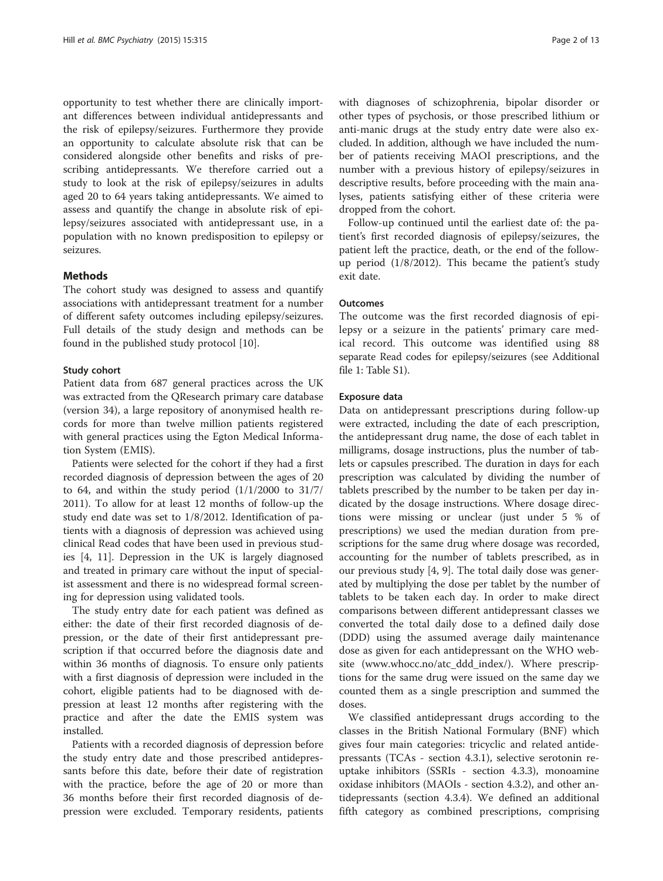opportunity to test whether there are clinically important differences between individual antidepressants and the risk of epilepsy/seizures. Furthermore they provide an opportunity to calculate absolute risk that can be considered alongside other benefits and risks of prescribing antidepressants. We therefore carried out a study to look at the risk of epilepsy/seizures in adults aged 20 to 64 years taking antidepressants. We aimed to assess and quantify the change in absolute risk of epilepsy/seizures associated with antidepressant use, in a population with no known predisposition to epilepsy or seizures.

## Methods

The cohort study was designed to assess and quantify associations with antidepressant treatment for a number of different safety outcomes including epilepsy/seizures. Full details of the study design and methods can be found in the published study protocol [10].

### Study cohort

Patient data from 687 general practices across the UK was extracted from the QResearch primary care database (version 34), a large repository of anonymised health records for more than twelve million patients registered with general practices using the Egton Medical Information System (EMIS).

Patients were selected for the cohort if they had a first recorded diagnosis of depression between the ages of 20 to 64, and within the study period (1/1/2000 to 31/7/2011). To allow for at least 12 months of follow-up the study end date was set to 1/8/2012. Identification of patients with a diagnosis of depression was achieved using clinical Read codes that have been used in previous studies [4, 11]. Depression in the UK is largely diagnosed and treated in primary care without the input of specialist assessment and there is no widespread formal screening for depression using validated tools.

The study entry date for each patient was defined as either: the date of their first recorded diagnosis of depression, or the date of their first antidepressant prescription if that occurred before the diagnosis date and within 36 months of diagnosis. To ensure only patients with a first diagnosis of depression were included in the cohort, eligible patients had to be diagnosed with depression at least 12 months after registering with the practice and after the date the EMIS system was installed.

Patients with a recorded diagnosis of depression before the study entry date and those prescribed antidepressants before this date, before their date of registration with the practice, before the age of 20 or more than 36 months before their first recorded diagnosis of depression were excluded. Temporary residents, patients with diagnoses of schizophrenia, bipolar disorder or other types of psychosis, or those prescribed lithium or anti-manic drugs at the study entry date were also excluded. In addition, although we have included the number of patients receiving MAOI prescriptions, and the number with a previous history of epilepsy/seizures in descriptive results, before proceeding with the main analyses, patients satisfying either of these criteria were dropped from the cohort.

Follow-up continued until the earliest date of: the patient's first recorded diagnosis of epilepsy/seizures, the patient left the practice, death, or the end of the follow-up period (1/8/2012). This became the patient's study exit date.

### Outcomes

The outcome was the first recorded diagnosis of epilepsy or a seizure in the patients' primary care medical record. This outcome was identified using 88 separate Read codes for epilepsy/seizures (see Additional file 1: Table S1).

### Exposure data

Data on antidepressant prescriptions during follow-up were extracted, including the date of each prescription, the antidepressant drug name, the dose of each tablet in milligrams, dosage instructions, plus the number of tablets or capsules prescribed. The duration in days for each prescription was calculated by dividing the number of tablets prescribed by the number to be taken per day indicated by the dosage instructions. Where dosage directions were missing or unclear (just under 5 % of prescriptions) we used the median duration from prescriptions for the same drug where dosage was recorded, accounting for the number of tablets prescribed, as in our previous study [4, 9]. The total daily dose was generated by multiplying the dose per tablet by the number of tablets to be taken each day. In order to make direct comparisons between different antidepressant classes we converted the total daily dose to a defined daily dose (DDD) using the assumed average daily maintenance dose as given for each antidepressant on the WHO website (www.whocc.no/atc_ddd_index/). Where prescriptions for the same drug were issued on the same day we counted them as a single prescription and summed the doses.

We classified antidepressant drugs according to the classes in the British National Formulary (BNF) which gives four main categories: tricyclic and related antidepressants (TCAs - section 4.3.1), selective serotonin reuptake inhibitors (SSRIs - section 4.3.3), monoamine oxidase inhibitors (MAOIs - section 4.3.2), and other antidepressants (section 4.3.4). We defined an additional fifth category as combined prescriptions, comprising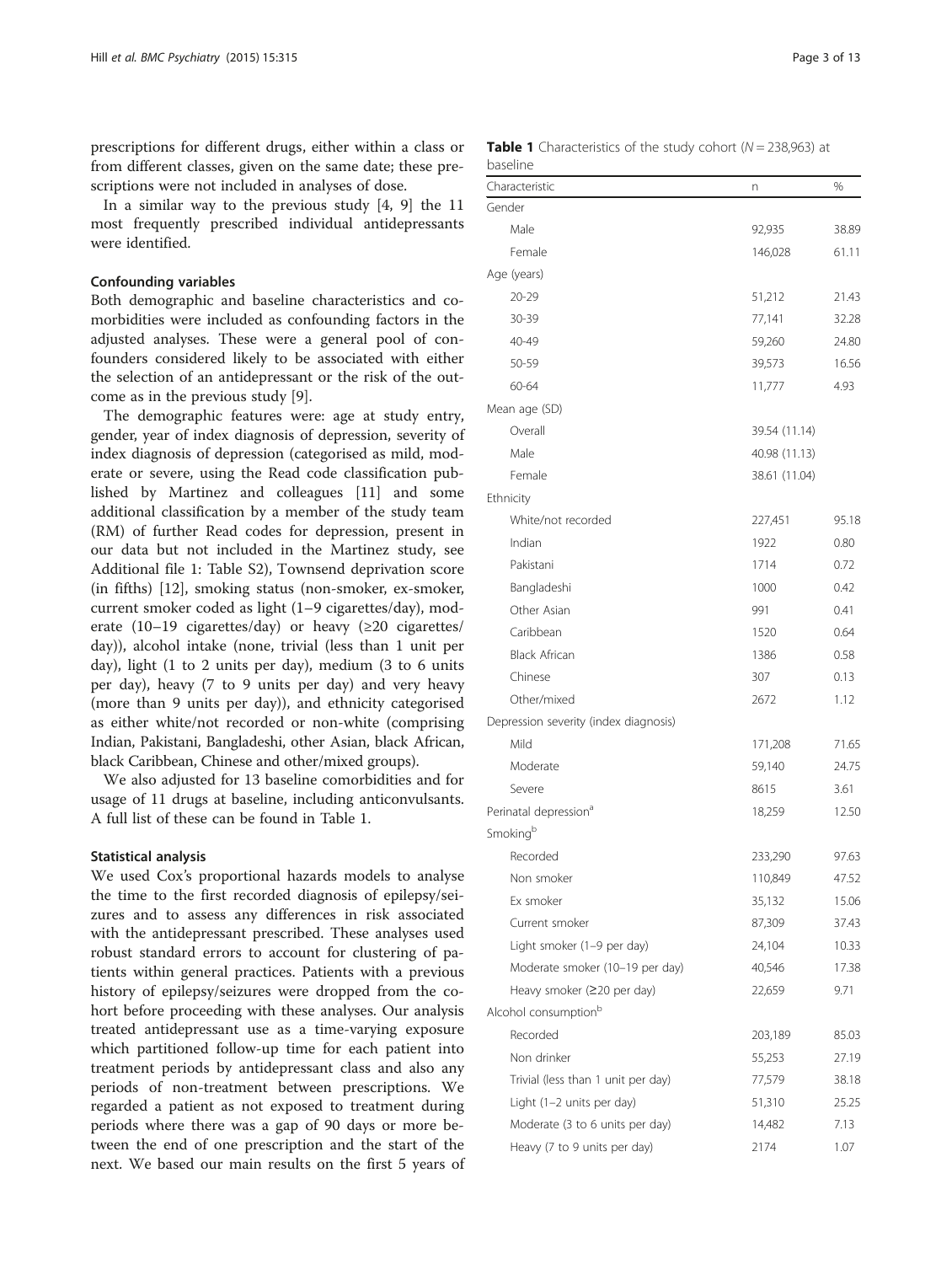prescriptions for different drugs, either within a class or from different classes, given on the same date; these prescriptions were not included in analyses of dose.

In a similar way to the previous study [4, 9] the 11 most frequently prescribed individual antidepressants were identified.

### Confounding variables

Both demographic and baseline characteristics and comorbidities were included as confounding factors in the adjusted analyses. These were a general pool of confounders considered likely to be associated with either the selection of an antidepressant or the risk of the outcome as in the previous study [9].

The demographic features were: age at study entry, gender, year of index diagnosis of depression, severity of index diagnosis of depression (categorised as mild, moderate or severe, using the Read code classification published by Martinez and colleagues [11] and some additional classification by a member of the study team (RM) of further Read codes for depression, present in our data but not included in the Martinez study, see Additional file 1: Table S2), Townsend deprivation score (in fifths) [12], smoking status (non-smoker, ex-smoker, current smoker coded as light (1–9 cigarettes/day), moderate (10–19 cigarettes/day) or heavy (≥20 cigarettes/day)), alcohol intake (none, trivial (less than 1 unit per day), light (1 to 2 units per day), medium (3 to 6 units per day), heavy (7 to 9 units per day) and very heavy (more than 9 units per day)), and ethnicity categorised as either white/not recorded or non-white (comprising Indian, Pakistani, Bangladeshi, other Asian, black African, black Caribbean, Chinese and other/mixed groups).

We also adjusted for 13 baseline comorbidities and for usage of 11 drugs at baseline, including anticonvulsants. A full list of these can be found in Table 1.

### Statistical analysis

We used Cox's proportional hazards models to analyse the time to the first recorded diagnosis of epilepsy/seizures and to assess any differences in risk associated with the antidepressant prescribed. These analyses used robust standard errors to account for clustering of patients within general practices. Patients with a previous history of epilepsy/seizures were dropped from the cohort before proceeding with these analyses. Our analysis treated antidepressant use as a time-varying exposure which partitioned follow-up time for each patient into treatment periods by antidepressant class and also any periods of non-treatment between prescriptions. We regarded a patient as not exposed to treatment during periods where there was a gap of 90 days or more between the end of one prescription and the start of the next. We based our main results on the first 5 years of

**Table 1** Characteristics of the study cohort ($N = 238{,}963$) at baseline

| Characteristic | n | % |
|---|---|---|
| Gender | | |
| Male | 92,935 | 38.89 |
| Female | 146,028 | 61.11 |
| Age (years) | | |
| 20-29 | 51,212 | 21.43 |
| 30-39 | 77,141 | 32.28 |
| 40-49 | 59,260 | 24.80 |
| 50-59 | 39,573 | 16.56 |
| 60-64 | 11,777 | 4.93 |
| Mean age (SD) | | |
| Overall | 39.54 (11.14) | |
| Male | 40.98 (11.13) | |
| Female | 38.61 (11.04) | |
| Ethnicity | | |
| White/not recorded | 227,451 | 95.18 |
| Indian | 1922 | 0.80 |
| Pakistani | 1714 | 0.72 |
| Bangladeshi | 1000 | 0.42 |
| Other Asian | 991 | 0.41 |
| Caribbean | 1520 | 0.64 |
| Black African | 1386 | 0.58 |
| Chinese | 307 | 0.13 |
| Other/mixed | 2672 | 1.12 |
| Depression severity (index diagnosis) | | |
| Mild | 171,208 | 71.65 |
| Moderate | 59,140 | 24.75 |
| Severe | 8615 | 3.61 |
| Perinatal depression[a] | 18,259 | 12.50 |
| Smoking[b] | | |
| Recorded | 233,290 | 97.63 |
| Non smoker | 110,849 | 47.52 |
| Ex smoker | 35,132 | 15.06 |
| Current smoker | 87,309 | 37.43 |
| Light smoker (1–9 per day) | 24,104 | 10.33 |
| Moderate smoker (10–19 per day) | 40,546 | 17.38 |
| Heavy smoker (≥20 per day) | 22,659 | 9.71 |
| Alcohol consumption[b] | | |
| Recorded | 203,189 | 85.03 |
| Non drinker | 55,253 | 27.19 |
| Trivial (less than 1 unit per day) | 77,579 | 38.18 |
| Light (1–2 units per day) | 51,310 | 25.25 |
| Moderate (3 to 6 units per day) | 14,482 | 7.13 |
| Heavy (7 to 9 units per day) | 2174 | 1.07 |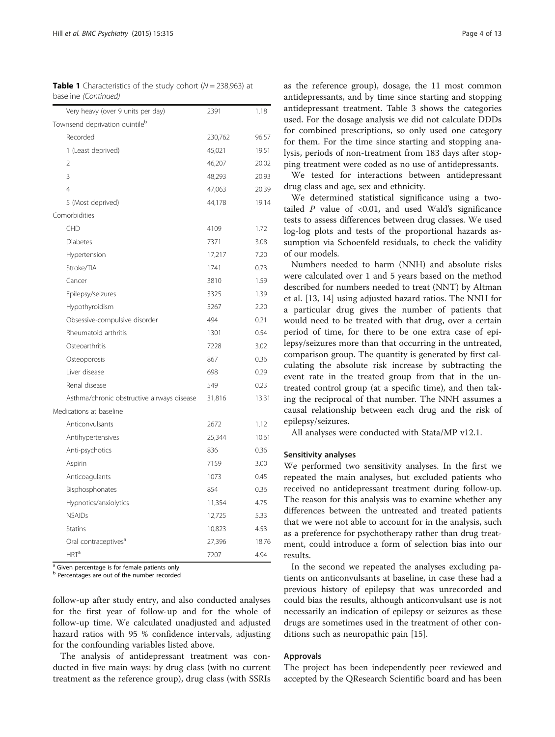**Table 1** Characteristics of the study cohort ($N = 238{,}963$) at baseline *(Continued)*

| | | |
|---|---|---|
| Very heavy (over 9 units per day) | 2391 | 1.18 |
| Townsend deprivation quintile[b] | | |
| Recorded | 230,762 | 96.57 |
| 1 (Least deprived) | 45,021 | 19.51 |
| 2 | 46,207 | 20.02 |
| 3 | 48,293 | 20.93 |
| 4 | 47,063 | 20.39 |
| 5 (Most deprived) | 44,178 | 19.14 |
| Comorbidities | | |
| CHD | 4109 | 1.72 |
| Diabetes | 7371 | 3.08 |
| Hypertension | 17,217 | 7.20 |
| Stroke/TIA | 1741 | 0.73 |
| Cancer | 3810 | 1.59 |
| Epilepsy/seizures | 3325 | 1.39 |
| Hypothyroidism | 5267 | 2.20 |
| Obsessive-compulsive disorder | 494 | 0.21 |
| Rheumatoid arthritis | 1301 | 0.54 |
| Osteoarthritis | 7228 | 3.02 |
| Osteoporosis | 867 | 0.36 |
| Liver disease | 698 | 0.29 |
| Renal disease | 549 | 0.23 |
| Asthma/chronic obstructive airways disease | 31,816 | 13.31 |
| Medications at baseline | | |
| Anticonvulsants | 2672 | 1.12 |
| Antihypertensives | 25,344 | 10.61 |
| Anti-psychotics | 836 | 0.36 |
| Aspirin | 7159 | 3.00 |
| Anticoagulants | 1073 | 0.45 |
| Bisphosphonates | 854 | 0.36 |
| Hypnotics/anxiolytics | 11,354 | 4.75 |
| NSAIDs | 12,725 | 5.33 |
| Statins | 10,823 | 4.53 |
| Oral contraceptives[a] | 27,396 | 18.76 |
| HRT[a] | 7207 | 4.94 |

[a] Given percentage is for female patients only
[b] Percentages are out of the number recorded

follow-up after study entry, and also conducted analyses for the first year of follow-up and for the whole of follow-up time. We calculated unadjusted and adjusted hazard ratios with 95 % confidence intervals, adjusting for the confounding variables listed above.

The analysis of antidepressant treatment was conducted in five main ways: by drug class (with no current treatment as the reference group), drug class (with SSRIs as the reference group), dosage, the 11 most common antidepressants, and by time since starting and stopping antidepressant treatment. Table 3 shows the categories used. For the dosage analysis we did not calculate DDDs for combined prescriptions, so only used one category for them. For the time since starting and stopping analysis, periods of non-treatment from 183 days after stopping treatment were coded as no use of antidepressants.

We tested for interactions between antidepressant drug class and age, sex and ethnicity.

We determined statistical significance using a two-tailed $P$ value of $<0.01$, and used Wald's significance tests to assess differences between drug classes. We used log-log plots and tests of the proportional hazards assumption via Schoenfeld residuals, to check the validity of our models.

Numbers needed to harm (NNH) and absolute risks were calculated over 1 and 5 years based on the method described for numbers needed to treat (NNT) by Altman et al. [13, 14] using adjusted hazard ratios. The NNH for a particular drug gives the number of patients that would need to be treated with that drug, over a certain period of time, for there to be one extra case of epilepsy/seizures more than that occurring in the untreated, comparison group. The quantity is generated by first calculating the absolute risk increase by subtracting the event rate in the treated group from that in the untreated control group (at a specific time), and then taking the reciprocal of that number. The NNH assumes a causal relationship between each drug and the risk of epilepsy/seizures.

All analyses were conducted with Stata/MP v12.1.

### Sensitivity analyses

We performed two sensitivity analyses. In the first we repeated the main analyses, but excluded patients who received no antidepressant treatment during follow-up. The reason for this analysis was to examine whether any differences between the untreated and treated patients that we were not able to account for in the analysis, such as a preference for psychotherapy rather than drug treatment, could introduce a form of selection bias into our results.

In the second we repeated the analyses excluding patients on anticonvulsants at baseline, in case these had a previous history of epilepsy that was unrecorded and could bias the results, although anticonvulsant use is not necessarily an indication of epilepsy or seizures as these drugs are sometimes used in the treatment of other conditions such as neuropathic pain [15].

### Approvals

The project has been independently peer reviewed and accepted by the QResearch Scientific board and has been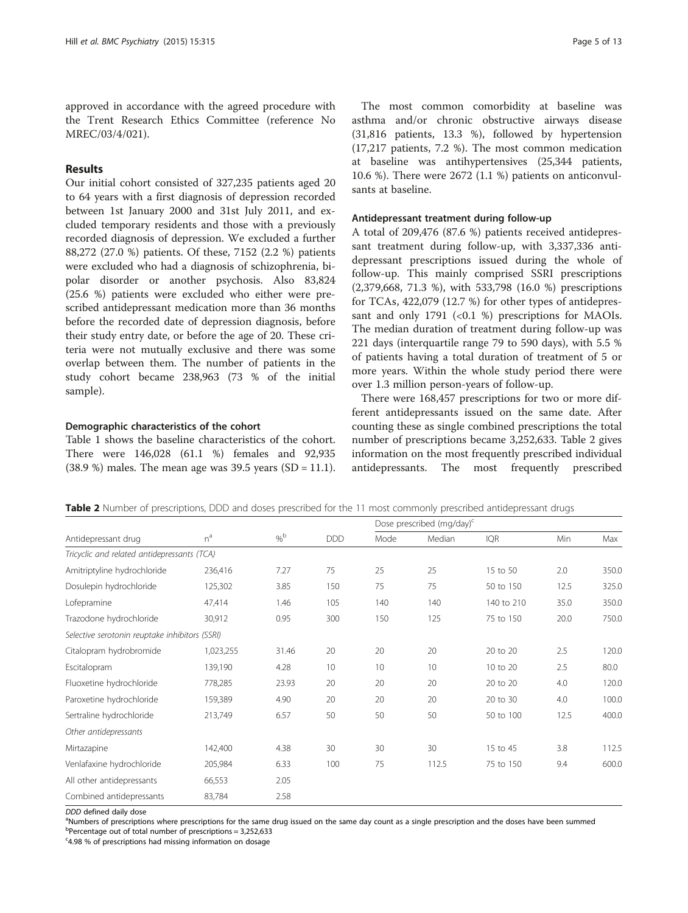approved in accordance with the agreed procedure with the Trent Research Ethics Committee (reference No MREC/03/4/021).

## Results

Our initial cohort consisted of 327,235 patients aged 20 to 64 years with a first diagnosis of depression recorded between 1st January 2000 and 31st July 2011, and excluded temporary residents and those with a previously recorded diagnosis of depression. We excluded a further 88,272 (27.0 %) patients. Of these, 7152 (2.2 %) patients were excluded who had a diagnosis of schizophrenia, bipolar disorder or another psychosis. Also 83,824 (25.6 %) patients were excluded who either were prescribed antidepressant medication more than 36 months before the recorded date of depression diagnosis, before their study entry date, or before the age of 20. These criteria were not mutually exclusive and there was some overlap between them. The number of patients in the study cohort became 238,963 (73 % of the initial sample).

### Demographic characteristics of the cohort

Table 1 shows the baseline characteristics of the cohort. There were 146,028 (61.1 %) females and 92,935 (38.9 %) males. The mean age was 39.5 years (SD = 11.1).

The most common comorbidity at baseline was asthma and/or chronic obstructive airways disease (31,816 patients, 13.3 %), followed by hypertension (17,217 patients, 7.2 %). The most common medication at baseline was antihypertensives (25,344 patients, 10.6 %). There were 2672 (1.1 %) patients on anticonvulsants at baseline.

### Antidepressant treatment during follow-up

A total of 209,476 (87.6 %) patients received antidepressant treatment during follow-up, with 3,337,336 antidepressant prescriptions issued during the whole of follow-up. This mainly comprised SSRI prescriptions (2,379,668, 71.3 %), with 533,798 (16.0 %) prescriptions for TCAs, 422,079 (12.7 %) for other types of antidepressant and only 1791 (<0.1 %) prescriptions for MAOIs. The median duration of treatment during follow-up was 221 days (interquartile range 79 to 590 days), with 5.5 % of patients having a total duration of treatment of 5 or more years. Within the whole study period there were over 1.3 million person-years of follow-up.

There were 168,457 prescriptions for two or more different antidepressants issued on the same date. After counting these as single combined prescriptions the total number of prescriptions became 3,252,633. Table 2 gives information on the most frequently prescribed individual antidepressants. The most frequently prescribed

**Table 2** Number of prescriptions, DDD and doses prescribed for the 11 most commonly prescribed antidepressant drugs

| Antidepressant drug | n[a] | %[b] | DDD | Dose prescribed (mg/day)[c] | | | | |
|---|---|---|---|---|---|---|---|---|
| | | | | Mode | Median | IQR | Min | Max |
| *Tricyclic and related antidepressants (TCA)* | | | | | | | | |
| Amitriptyline hydrochloride | 236,416 | 7.27 | 75 | 25 | 25 | 15 to 50 | 2.0 | 350.0 |
| Dosulepin hydrochloride | 125,302 | 3.85 | 150 | 75 | 75 | 50 to 150 | 12.5 | 325.0 |
| Lofepramine | 47,414 | 1.46 | 105 | 140 | 140 | 140 to 210 | 35.0 | 350.0 |
| Trazodone hydrochloride | 30,912 | 0.95 | 300 | 150 | 125 | 75 to 150 | 20.0 | 750.0 |
| *Selective serotonin reuptake inhibitors (SSRI)* | | | | | | | | |
| Citalopram hydrobromide | 1,023,255 | 31.46 | 20 | 20 | 20 | 20 to 20 | 2.5 | 120.0 |
| Escitalopram | 139,190 | 4.28 | 10 | 10 | 10 | 10 to 20 | 2.5 | 80.0 |
| Fluoxetine hydrochloride | 778,285 | 23.93 | 20 | 20 | 20 | 20 to 20 | 4.0 | 120.0 |
| Paroxetine hydrochloride | 159,389 | 4.90 | 20 | 20 | 20 | 20 to 30 | 4.0 | 100.0 |
| Sertraline hydrochloride | 213,749 | 6.57 | 50 | 50 | 50 | 50 to 100 | 12.5 | 400.0 |
| *Other antidepressants* | | | | | | | | |
| Mirtazapine | 142,400 | 4.38 | 30 | 30 | 30 | 15 to 45 | 3.8 | 112.5 |
| Venlafaxine hydrochloride | 205,984 | 6.33 | 100 | 75 | 112.5 | 75 to 150 | 9.4 | 600.0 |
| All other antidepressants | 66,553 | 2.05 | | | | | | |
| Combined antidepressants | 83,784 | 2.58 | | | | | | |

*DDD* defined daily dose

[a]Numbers of prescriptions where prescriptions for the same drug issued on the same day count as a single prescription and the doses have been summed

[b]Percentage out of total number of prescriptions = 3,252,633

[c]4.98 % of prescriptions had missing information on dosage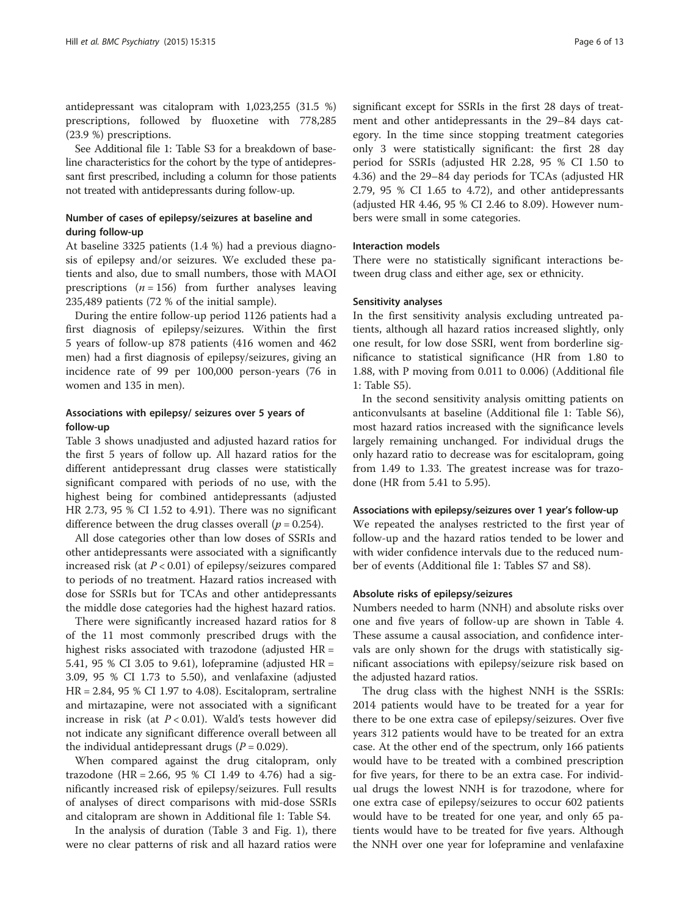antidepressant was citalopram with 1,023,255 (31.5 %) prescriptions, followed by fluoxetine with 778,285 (23.9 %) prescriptions.

See Additional file 1: Table S3 for a breakdown of baseline characteristics for the cohort by the type of antidepressant first prescribed, including a column for those patients not treated with antidepressants during follow-up.

### Number of cases of epilepsy/seizures at baseline and during follow-up

At baseline 3325 patients (1.4 %) had a previous diagnosis of epilepsy and/or seizures. We excluded these patients and also, due to small numbers, those with MAOI prescriptions ($n = 156$) from further analyses leaving 235,489 patients (72 % of the initial sample).

During the entire follow-up period 1126 patients had a first diagnosis of epilepsy/seizures. Within the first 5 years of follow-up 878 patients (416 women and 462 men) had a first diagnosis of epilepsy/seizures, giving an incidence rate of 99 per 100,000 person-years (76 in women and 135 in men).

### Associations with epilepsy/ seizures over 5 years of follow-up

Table 3 shows unadjusted and adjusted hazard ratios for the first 5 years of follow up. All hazard ratios for the different antidepressant drug classes were statistically significant compared with periods of no use, with the highest being for combined antidepressants (adjusted HR 2.73, 95 % CI 1.52 to 4.91). There was no significant difference between the drug classes overall ($p = 0.254$).

All dose categories other than low doses of SSRIs and other antidepressants were associated with a significantly increased risk (at $P < 0.01$) of epilepsy/seizures compared to periods of no treatment. Hazard ratios increased with dose for SSRIs but for TCAs and other antidepressants the middle dose categories had the highest hazard ratios.

There were significantly increased hazard ratios for 8 of the 11 most commonly prescribed drugs with the highest risks associated with trazodone (adjusted HR = 5.41, 95 % CI 3.05 to 9.61), lofepramine (adjusted HR = 3.09, 95 % CI 1.73 to 5.50), and venlafaxine (adjusted HR = 2.84, 95 % CI 1.97 to 4.08). Escitalopram, sertraline and mirtazapine, were not associated with a significant increase in risk (at $P < 0.01$). Wald's tests however did not indicate any significant difference overall between all the individual antidepressant drugs ($P = 0.029$).

When compared against the drug citalopram, only trazodone (HR = 2.66, 95 % CI 1.49 to 4.76) had a significantly increased risk of epilepsy/seizures. Full results of analyses of direct comparisons with mid-dose SSRIs and citalopram are shown in Additional file 1: Table S4.

In the analysis of duration (Table 3 and Fig. 1), there were no clear patterns of risk and all hazard ratios were significant except for SSRIs in the first 28 days of treatment and other antidepressants in the 29–84 days category. In the time since stopping treatment categories only 3 were statistically significant: the first 28 day period for SSRIs (adjusted HR 2.28, 95 % CI 1.50 to 4.36) and the 29–84 day periods for TCAs (adjusted HR 2.79, 95 % CI 1.65 to 4.72), and other antidepressants (adjusted HR 4.46, 95 % CI 2.46 to 8.09). However numbers were small in some categories.

### Interaction models

There were no statistically significant interactions between drug class and either age, sex or ethnicity.

### Sensitivity analyses

In the first sensitivity analysis excluding untreated patients, although all hazard ratios increased slightly, only one result, for low dose SSRI, went from borderline significance to statistical significance (HR from 1.80 to 1.88, with P moving from 0.011 to 0.006) (Additional file 1: Table S5).

In the second sensitivity analysis omitting patients on anticonvulsants at baseline (Additional file 1: Table S6), most hazard ratios increased with the significance levels largely remaining unchanged. For individual drugs the only hazard ratio to decrease was for escitalopram, going from 1.49 to 1.33. The greatest increase was for trazodone (HR from 5.41 to 5.95).

### Associations with epilepsy/seizures over 1 year's follow-up

We repeated the analyses restricted to the first year of follow-up and the hazard ratios tended to be lower and with wider confidence intervals due to the reduced number of events (Additional file 1: Tables S7 and S8).

### Absolute risks of epilepsy/seizures

Numbers needed to harm (NNH) and absolute risks over one and five years of follow-up are shown in Table 4. These assume a causal association, and confidence intervals are only shown for the drugs with statistically significant associations with epilepsy/seizure risk based on the adjusted hazard ratios.

The drug class with the highest NNH is the SSRIs: 2014 patients would have to be treated for a year for there to be one extra case of epilepsy/seizures. Over five years 312 patients would have to be treated for an extra case. At the other end of the spectrum, only 166 patients would have to be treated with a combined prescription for five years, for there to be an extra case. For individual drugs the lowest NNH is for trazodone, where for one extra case of epilepsy/seizures to occur 602 patients would have to be treated for one year, and only 65 patients would have to be treated for five years. Although the NNH over one year for lofepramine and venlafaxine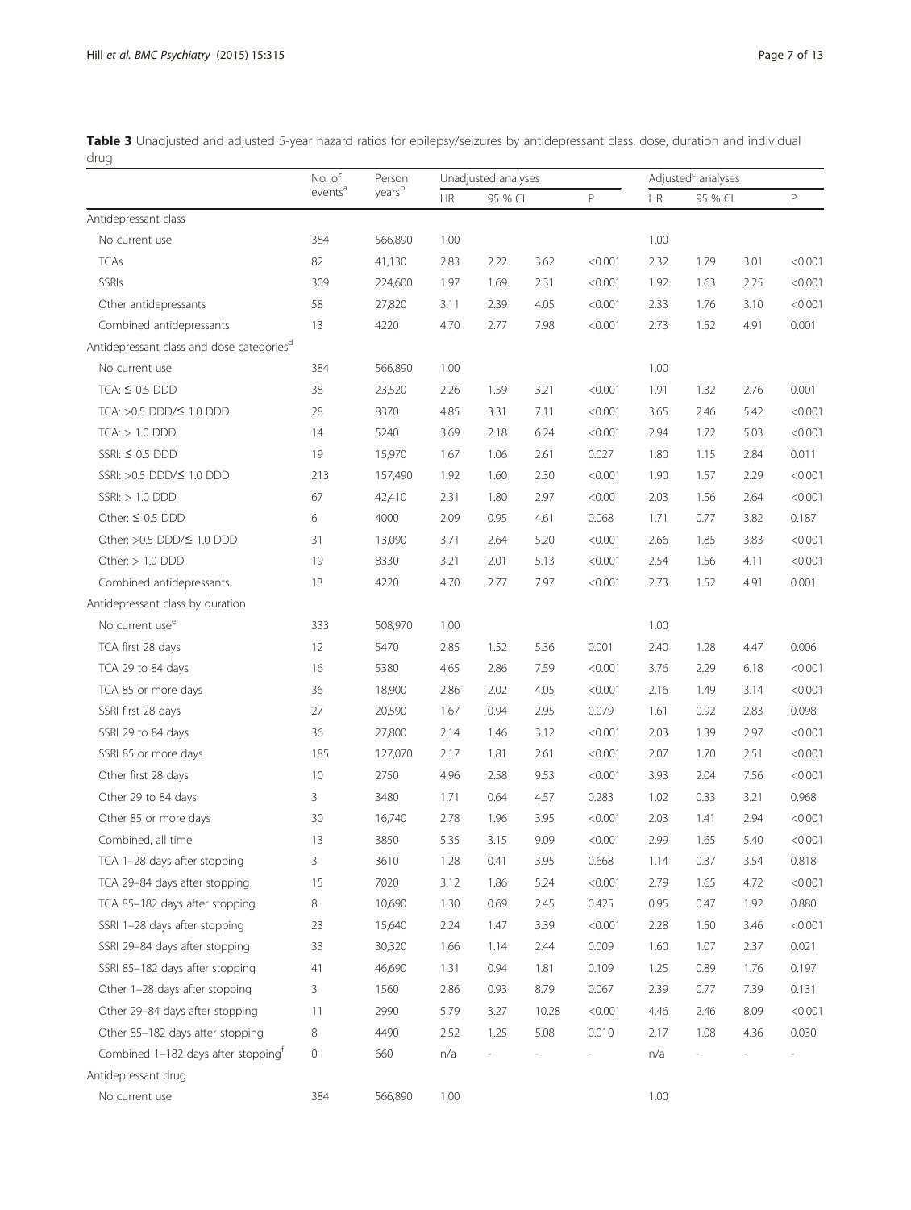**Table 3** Unadjusted and adjusted 5-year hazard ratios for epilepsy/seizures by antidepressant class, dose, duration and individual drug

| | No. of events[a] | Person years[b] | Unadjusted analyses | | | | Adjusted[c] analyses | | | |
|---|---|---|---|---|---|---|---|---|---|---|
| | | | HR | 95 % CI | | P | HR | 95 % CI | | P |
| Antidepressant class | | | | | | | | | | |
| No current use | 384 | 566,890 | 1.00 | | | | 1.00 | | | |
| TCAs | 82 | 41,130 | 2.83 | 2.22 | 3.62 | <0.001 | 2.32 | 1.79 | 3.01 | <0.001 |
| SSRIs | 309 | 224,600 | 1.97 | 1.69 | 2.31 | <0.001 | 1.92 | 1.63 | 2.25 | <0.001 |
| Other antidepressants | 58 | 27,820 | 3.11 | 2.39 | 4.05 | <0.001 | 2.33 | 1.76 | 3.10 | <0.001 |
| Combined antidepressants | 13 | 4220 | 4.70 | 2.77 | 7.98 | <0.001 | 2.73 | 1.52 | 4.91 | 0.001 |
| Antidepressant class and dose categories[d] | | | | | | | | | | |
| No current use | 384 | 566,890 | 1.00 | | | | 1.00 | | | |
| TCA: ≤ 0.5 DDD | 38 | 23,520 | 2.26 | 1.59 | 3.21 | <0.001 | 1.91 | 1.32 | 2.76 | 0.001 |
| TCA: >0.5 DDD/≤ 1.0 DDD | 28 | 8370 | 4.85 | 3.31 | 7.11 | <0.001 | 3.65 | 2.46 | 5.42 | <0.001 |
| TCA: > 1.0 DDD | 14 | 5240 | 3.69 | 2.18 | 6.24 | <0.001 | 2.94 | 1.72 | 5.03 | <0.001 |
| SSRI: ≤ 0.5 DDD | 19 | 15,970 | 1.67 | 1.06 | 2.61 | 0.027 | 1.80 | 1.15 | 2.84 | 0.011 |
| SSRI: >0.5 DDD/≤ 1.0 DDD | 213 | 157,490 | 1.92 | 1.60 | 2.30 | <0.001 | 1.90 | 1.57 | 2.29 | <0.001 |
| SSRI: > 1.0 DDD | 67 | 42,410 | 2.31 | 1.80 | 2.97 | <0.001 | 2.03 | 1.56 | 2.64 | <0.001 |
| Other: ≤ 0.5 DDD | 6 | 4000 | 2.09 | 0.95 | 4.61 | 0.068 | 1.71 | 0.77 | 3.82 | 0.187 |
| Other: >0.5 DDD/≤ 1.0 DDD | 31 | 13,090 | 3.71 | 2.64 | 5.20 | <0.001 | 2.66 | 1.85 | 3.83 | <0.001 |
| Other: > 1.0 DDD | 19 | 8330 | 3.21 | 2.01 | 5.13 | <0.001 | 2.54 | 1.56 | 4.11 | <0.001 |
| Combined antidepressants | 13 | 4220 | 4.70 | 2.77 | 7.97 | <0.001 | 2.73 | 1.52 | 4.91 | 0.001 |
| Antidepressant class by duration | | | | | | | | | | |
| No current use[e] | 333 | 508,970 | 1.00 | | | | 1.00 | | | |
| TCA first 28 days | 12 | 5470 | 2.85 | 1.52 | 5.36 | 0.001 | 2.40 | 1.28 | 4.47 | 0.006 |
| TCA 29 to 84 days | 16 | 5380 | 4.65 | 2.86 | 7.59 | <0.001 | 3.76 | 2.29 | 6.18 | <0.001 |
| TCA 85 or more days | 36 | 18,900 | 2.86 | 2.02 | 4.05 | <0.001 | 2.16 | 1.49 | 3.14 | <0.001 |
| SSRI first 28 days | 27 | 20,590 | 1.67 | 0.94 | 2.95 | 0.079 | 1.61 | 0.92 | 2.83 | 0.098 |
| SSRI 29 to 84 days | 36 | 27,800 | 2.14 | 1.46 | 3.12 | <0.001 | 2.03 | 1.39 | 2.97 | <0.001 |
| SSRI 85 or more days | 185 | 127,070 | 2.17 | 1.81 | 2.61 | <0.001 | 2.07 | 1.70 | 2.51 | <0.001 |
| Other first 28 days | 10 | 2750 | 4.96 | 2.58 | 9.53 | <0.001 | 3.93 | 2.04 | 7.56 | <0.001 |
| Other 29 to 84 days | 3 | 3480 | 1.71 | 0.64 | 4.57 | 0.283 | 1.02 | 0.33 | 3.21 | 0.968 |
| Other 85 or more days | 30 | 16,740 | 2.78 | 1.96 | 3.95 | <0.001 | 2.03 | 1.41 | 2.94 | <0.001 |
| Combined, all time | 13 | 3850 | 5.35 | 3.15 | 9.09 | <0.001 | 2.99 | 1.65 | 5.40 | <0.001 |
| TCA 1–28 days after stopping | 3 | 3610 | 1.28 | 0.41 | 3.95 | 0.668 | 1.14 | 0.37 | 3.54 | 0.818 |
| TCA 29–84 days after stopping | 15 | 7020 | 3.12 | 1.86 | 5.24 | <0.001 | 2.79 | 1.65 | 4.72 | <0.001 |
| TCA 85–182 days after stopping | 8 | 10,690 | 1.30 | 0.69 | 2.45 | 0.425 | 0.95 | 0.47 | 1.92 | 0.880 |
| SSRI 1–28 days after stopping | 23 | 15,640 | 2.24 | 1.47 | 3.39 | <0.001 | 2.28 | 1.50 | 3.46 | <0.001 |
| SSRI 29–84 days after stopping | 33 | 30,320 | 1.66 | 1.14 | 2.44 | 0.009 | 1.60 | 1.07 | 2.37 | 0.021 |
| SSRI 85–182 days after stopping | 41 | 46,690 | 1.31 | 0.94 | 1.81 | 0.109 | 1.25 | 0.89 | 1.76 | 0.197 |
| Other 1–28 days after stopping | 3 | 1560 | 2.86 | 0.93 | 8.79 | 0.067 | 2.39 | 0.77 | 7.39 | 0.131 |
| Other 29–84 days after stopping | 11 | 2990 | 5.79 | 3.27 | 10.28 | <0.001 | 4.46 | 2.46 | 8.09 | <0.001 |
| Other 85–182 days after stopping | 8 | 4490 | 2.52 | 1.25 | 5.08 | 0.010 | 2.17 | 1.08 | 4.36 | 0.030 |
| Combined 1–182 days after stopping[f] | 0 | 660 | n/a | - | - | - | n/a | - | - | - |
| Antidepressant drug | | | | | | | | | | |
| No current use | 384 | 566,890 | 1.00 | | | | 1.00 | | | |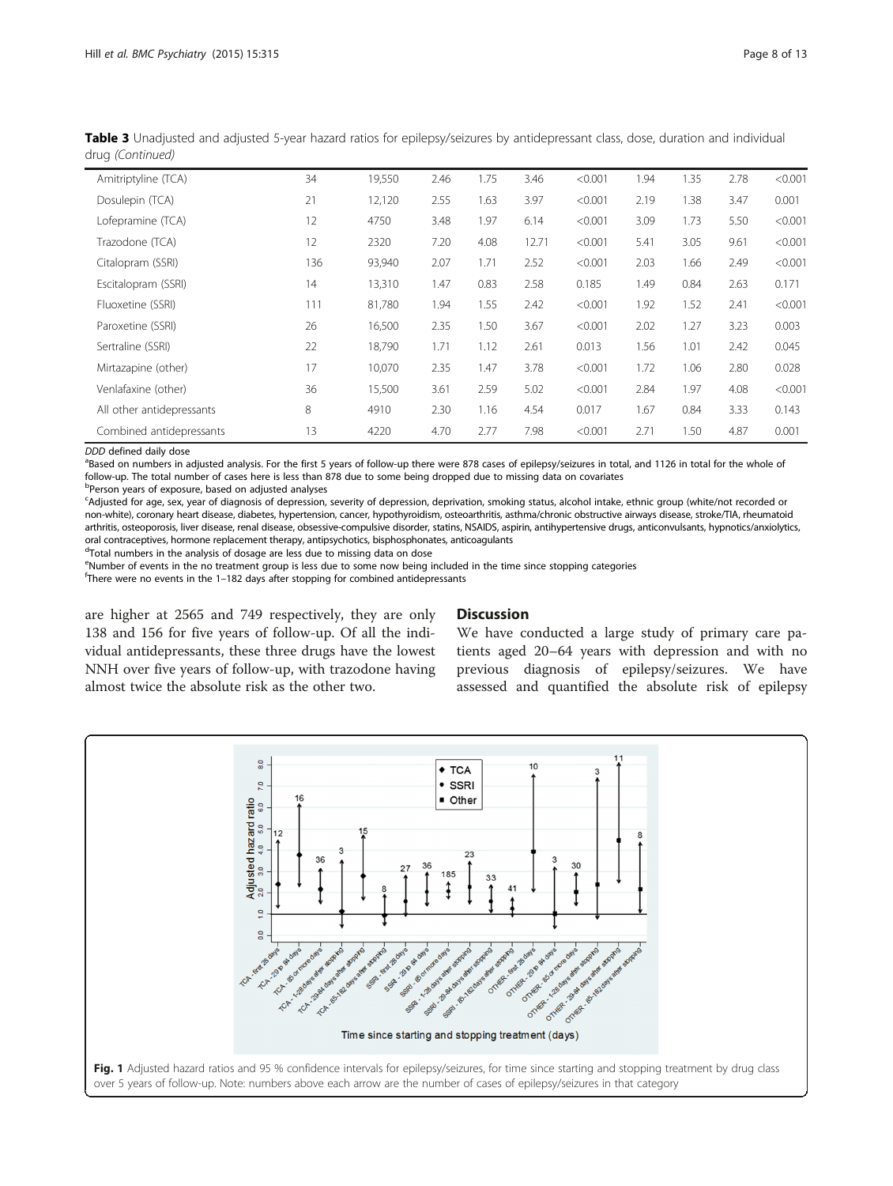**Table 3** Unadjusted and adjusted 5-year hazard ratios for epilepsy/seizures by antidepressant class, dose, duration and individual drug *(Continued)*

| | | | | | | | | | | |
|---|---|---|---|---|---|---|---|---|---|---|
| Amitriptyline (TCA) | 34 | 19,550 | 2.46 | 1.75 | 3.46 | <0.001 | 1.94 | 1.35 | 2.78 | <0.001 |
| Dosulepin (TCA) | 21 | 12,120 | 2.55 | 1.63 | 3.97 | <0.001 | 2.19 | 1.38 | 3.47 | 0.001 |
| Lofepramine (TCA) | 12 | 4750 | 3.48 | 1.97 | 6.14 | <0.001 | 3.09 | 1.73 | 5.50 | <0.001 |
| Trazodone (TCA) | 12 | 2320 | 7.20 | 4.08 | 12.71 | <0.001 | 5.41 | 3.05 | 9.61 | <0.001 |
| Citalopram (SSRI) | 136 | 93,940 | 2.07 | 1.71 | 2.52 | <0.001 | 2.03 | 1.66 | 2.49 | <0.001 |
| Escitalopram (SSRI) | 14 | 13,310 | 1.47 | 0.83 | 2.58 | 0.185 | 1.49 | 0.84 | 2.63 | 0.171 |
| Fluoxetine (SSRI) | 111 | 81,780 | 1.94 | 1.55 | 2.42 | <0.001 | 1.92 | 1.52 | 2.41 | <0.001 |
| Paroxetine (SSRI) | 26 | 16,500 | 2.35 | 1.50 | 3.67 | <0.001 | 2.02 | 1.27 | 3.23 | 0.003 |
| Sertraline (SSRI) | 22 | 18,790 | 1.71 | 1.12 | 2.61 | 0.013 | 1.56 | 1.01 | 2.42 | 0.045 |
| Mirtazapine (other) | 17 | 10,070 | 2.35 | 1.47 | 3.78 | <0.001 | 1.72 | 1.06 | 2.80 | 0.028 |
| Venlafaxine (other) | 36 | 15,500 | 3.61 | 2.59 | 5.02 | <0.001 | 2.84 | 1.97 | 4.08 | <0.001 |
| All other antidepressants | 8 | 4910 | 2.30 | 1.16 | 4.54 | 0.017 | 1.67 | 0.84 | 3.33 | 0.143 |
| Combined antidepressants | 13 | 4220 | 4.70 | 2.77 | 7.98 | <0.001 | 2.71 | 1.50 | 4.87 | 0.001 |

*DDD* defined daily dose

[a]Based on numbers in adjusted analysis. For the first 5 years of follow-up there were 878 cases of epilepsy/seizures in total, and 1126 in total for the whole of follow-up. The total number of cases here is less than 878 due to some being dropped due to missing data on covariates

[b]Person years of exposure, based on adjusted analyses

[c]Adjusted for age, sex, year of diagnosis of depression, severity of depression, deprivation, smoking status, alcohol intake, ethnic group (white/not recorded or non-white), coronary heart disease, diabetes, hypertension, cancer, hypothyroidism, osteoarthritis, asthma/chronic obstructive airways disease, stroke/TIA, rheumatoid arthritis, osteoporosis, liver disease, renal disease, obsessive-compulsive disorder, statins, NSAIDS, aspirin, antihypertensive drugs, anticonvulsants, hypnotics/anxiolytics, oral contraceptives, hormone replacement therapy, antipsychotics, bisphosphonates, anticoagulants

[d]Total numbers in the analysis of dosage are less due to missing data on dose

[e]Number of events in the no treatment group is less due to some now being included in the time since stopping categories

[f]There were no events in the 1–182 days after stopping for combined antidepressants

are higher at 2565 and 749 respectively, they are only 138 and 156 for five years of follow-up. Of all the individual antidepressants, these three drugs have the lowest NNH over five years of follow-up, with trazodone having almost twice the absolute risk as the other two.

## Discussion

We have conducted a large study of primary care patients aged 20–64 years with depression and with no previous diagnosis of epilepsy/seizures. We have assessed and quantified the absolute risk of epilepsy

**Fig. 1** Adjusted hazard ratios and 95 % confidence intervals for epilepsy/seizures, for time since starting and stopping treatment by drug class over 5 years of follow-up. Note: numbers above each arrow are the number of cases of epilepsy/seizures in that category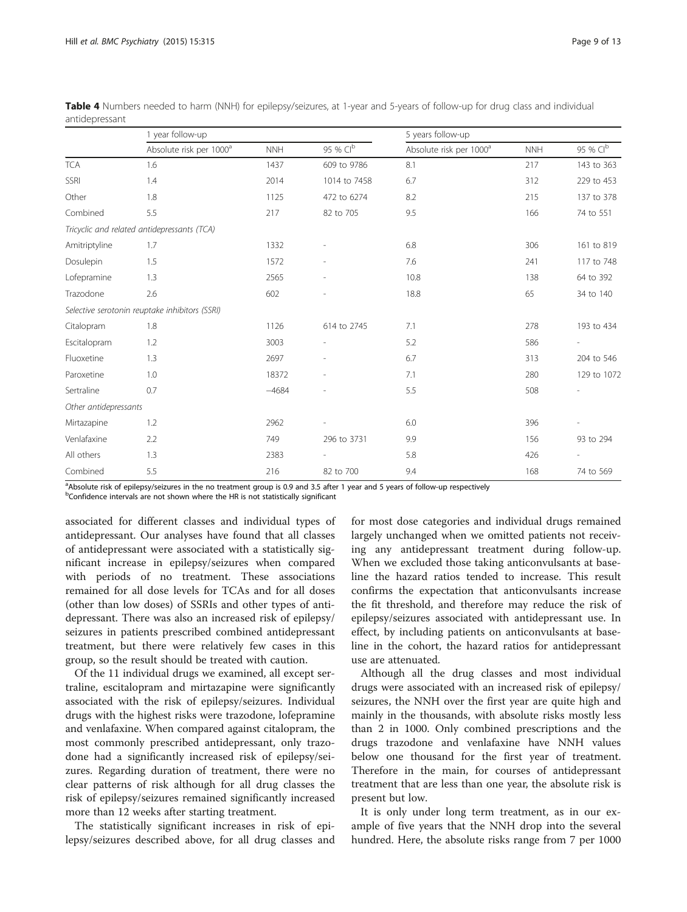**Table 4** Numbers needed to harm (NNH) for epilepsy/seizures, at 1-year and 5-years of follow-up for drug class and individual antidepressant

| | 1 year follow-up | | | 5 years follow-up | | |
|---|---|---|---|---|---|---|
| | Absolute risk per 1000[a] | NNH | 95 % CI[b] | Absolute risk per 1000[a] | NNH | 95 % CI[b] |
| TCA | 1.6 | 1437 | 609 to 9786 | 8.1 | 217 | 143 to 363 |
| SSRI | 1.4 | 2014 | 1014 to 7458 | 6.7 | 312 | 229 to 453 |
| Other | 1.8 | 1125 | 472 to 6274 | 8.2 | 215 | 137 to 378 |
| Combined | 5.5 | 217 | 82 to 705 | 9.5 | 166 | 74 to 551 |
| *Tricyclic and related antidepressants (TCA)* | | | | | | |
| Amitriptyline | 1.7 | 1332 | - | 6.8 | 306 | 161 to 819 |
| Dosulepin | 1.5 | 1572 | - | 7.6 | 241 | 117 to 748 |
| Lofepramine | 1.3 | 2565 | - | 10.8 | 138 | 64 to 392 |
| Trazodone | 2.6 | 602 | - | 18.8 | 65 | 34 to 140 |
| *Selective serotonin reuptake inhibitors (SSRI)* | | | | | | |
| Citalopram | 1.8 | 1126 | 614 to 2745 | 7.1 | 278 | 193 to 434 |
| Escitalopram | 1.2 | 3003 | - | 5.2 | 586 | - |
| Fluoxetine | 1.3 | 2697 | - | 6.7 | 313 | 204 to 546 |
| Paroxetine | 1.0 | 18372 | - | 7.1 | 280 | 129 to 1072 |
| Sertraline | 0.7 | −4684 | - | 5.5 | 508 | - |
| *Other antidepressants* | | | | | | |
| Mirtazapine | 1.2 | 2962 | - | 6.0 | 396 | - |
| Venlafaxine | 2.2 | 749 | 296 to 3731 | 9.9 | 156 | 93 to 294 |
| All others | 1.3 | 2383 | - | 5.8 | 426 | - |
| Combined | 5.5 | 216 | 82 to 700 | 9.4 | 168 | 74 to 569 |

[a]Absolute risk of epilepsy/seizures in the no treatment group is 0.9 and 3.5 after 1 year and 5 years of follow-up respectively
[b]Confidence intervals are not shown where the HR is not statistically significant

associated for different classes and individual types of antidepressant. Our analyses have found that all classes of antidepressant were associated with a statistically significant increase in epilepsy/seizures when compared with periods of no treatment. These associations remained for all dose levels for TCAs and for all doses (other than low doses) of SSRIs and other types of antidepressant. There was also an increased risk of epilepsy/seizures in patients prescribed combined antidepressant treatment, but there were relatively few cases in this group, so the result should be treated with caution.

Of the 11 individual drugs we examined, all except sertraline, escitalopram and mirtazapine were significantly associated with the risk of epilepsy/seizures. Individual drugs with the highest risks were trazodone, lofepramine and venlafaxine. When compared against citalopram, the most commonly prescribed antidepressant, only trazodone had a significantly increased risk of epilepsy/seizures. Regarding duration of treatment, there were no clear patterns of risk although for all drug classes the risk of epilepsy/seizures remained significantly increased more than 12 weeks after starting treatment.

The statistically significant increases in risk of epilepsy/seizures described above, for all drug classes and for most dose categories and individual drugs remained largely unchanged when we omitted patients not receiving any antidepressant treatment during follow-up. When we excluded those taking anticonvulsants at baseline the hazard ratios tended to increase. This result confirms the expectation that anticonvulsants increase the fit threshold, and therefore may reduce the risk of epilepsy/seizures associated with antidepressant use. In effect, by including patients on anticonvulsants at baseline in the cohort, the hazard ratios for antidepressant use are attenuated.

Although all the drug classes and most individual drugs were associated with an increased risk of epilepsy/seizures, the NNH over the first year are quite high and mainly in the thousands, with absolute risks mostly less than 2 in 1000. Only combined prescriptions and the drugs trazodone and venlafaxine have NNH values below one thousand for the first year of treatment. Therefore in the main, for courses of antidepressant treatment that are less than one year, the absolute risk is present but low.

It is only under long term treatment, as in our example of five years that the NNH drop into the several hundred. Here, the absolute risks range from 7 per 1000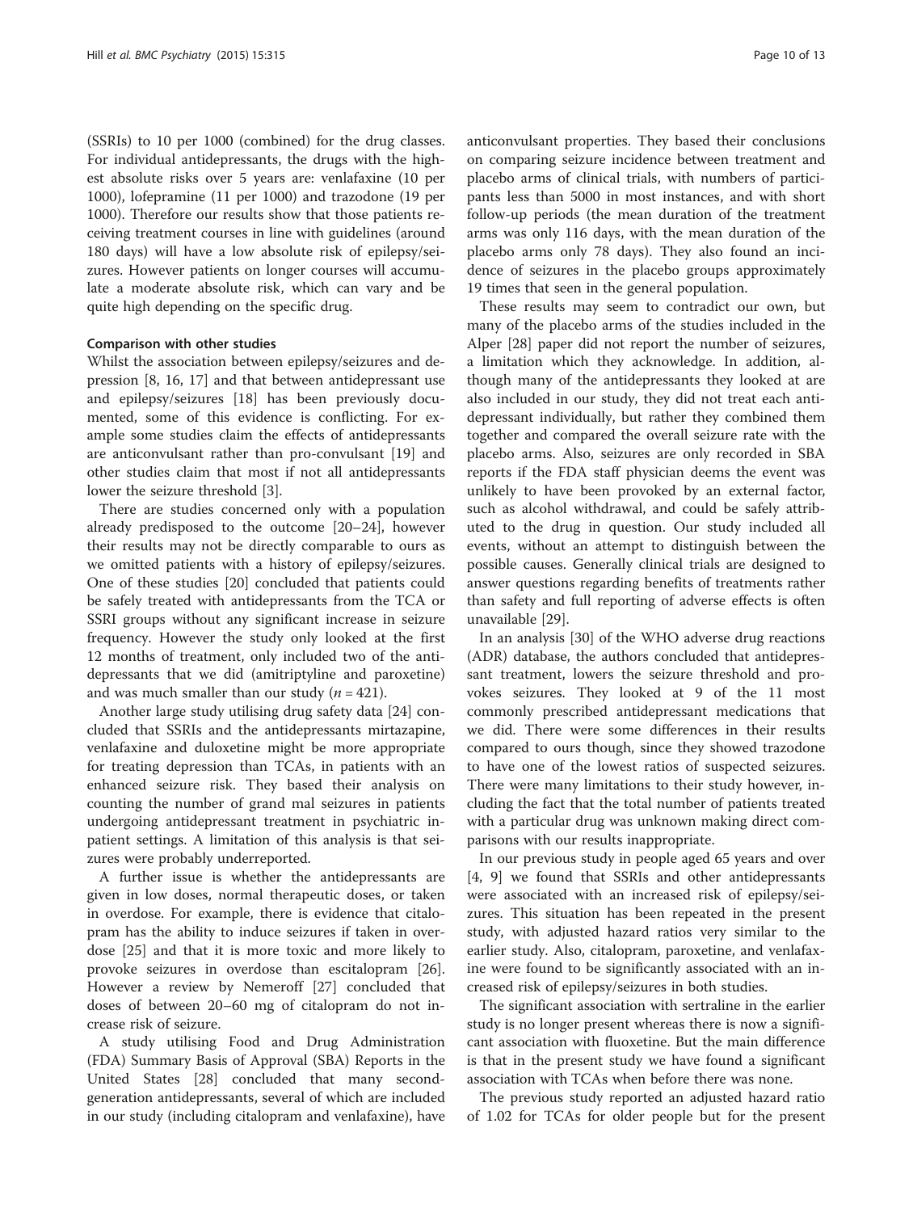(SSRIs) to 10 per 1000 (combined) for the drug classes. For individual antidepressants, the drugs with the highest absolute risks over 5 years are: venlafaxine (10 per 1000), lofepramine (11 per 1000) and trazodone (19 per 1000). Therefore our results show that those patients receiving treatment courses in line with guidelines (around 180 days) will have a low absolute risk of epilepsy/seizures. However patients on longer courses will accumulate a moderate absolute risk, which can vary and be quite high depending on the specific drug.

### Comparison with other studies

Whilst the association between epilepsy/seizures and depression [8, 16, 17] and that between antidepressant use and epilepsy/seizures [18] has been previously documented, some of this evidence is conflicting. For example some studies claim the effects of antidepressants are anticonvulsant rather than pro-convulsant [19] and other studies claim that most if not all antidepressants lower the seizure threshold [3].

There are studies concerned only with a population already predisposed to the outcome [20–24], however their results may not be directly comparable to ours as we omitted patients with a history of epilepsy/seizures. One of these studies [20] concluded that patients could be safely treated with antidepressants from the TCA or SSRI groups without any significant increase in seizure frequency. However the study only looked at the first 12 months of treatment, only included two of the antidepressants that we did (amitriptyline and paroxetine) and was much smaller than our study ($n = 421$).

Another large study utilising drug safety data [24] concluded that SSRIs and the antidepressants mirtazapine, venlafaxine and duloxetine might be more appropriate for treating depression than TCAs, in patients with an enhanced seizure risk. They based their analysis on counting the number of grand mal seizures in patients undergoing antidepressant treatment in psychiatric inpatient settings. A limitation of this analysis is that seizures were probably underreported.

A further issue is whether the antidepressants are given in low doses, normal therapeutic doses, or taken in overdose. For example, there is evidence that citalopram has the ability to induce seizures if taken in overdose [25] and that it is more toxic and more likely to provoke seizures in overdose than escitalopram [26]. However a review by Nemeroff [27] concluded that doses of between 20–60 mg of citalopram do not increase risk of seizure.

A study utilising Food and Drug Administration (FDA) Summary Basis of Approval (SBA) Reports in the United States [28] concluded that many second-generation antidepressants, several of which are included in our study (including citalopram and venlafaxine), have anticonvulsant properties. They based their conclusions on comparing seizure incidence between treatment and placebo arms of clinical trials, with numbers of participants less than 5000 in most instances, and with short follow-up periods (the mean duration of the treatment arms was only 116 days, with the mean duration of the placebo arms only 78 days). They also found an incidence of seizures in the placebo groups approximately 19 times that seen in the general population.

These results may seem to contradict our own, but many of the placebo arms of the studies included in the Alper [28] paper did not report the number of seizures, a limitation which they acknowledge. In addition, although many of the antidepressants they looked at are also included in our study, they did not treat each antidepressant individually, but rather they combined them together and compared the overall seizure rate with the placebo arms. Also, seizures are only recorded in SBA reports if the FDA staff physician deems the event was unlikely to have been provoked by an external factor, such as alcohol withdrawal, and could be safely attributed to the drug in question. Our study included all events, without an attempt to distinguish between the possible causes. Generally clinical trials are designed to answer questions regarding benefits of treatments rather than safety and full reporting of adverse effects is often unavailable [29].

In an analysis [30] of the WHO adverse drug reactions (ADR) database, the authors concluded that antidepressant treatment, lowers the seizure threshold and provokes seizures. They looked at 9 of the 11 most commonly prescribed antidepressant medications that we did. There were some differences in their results compared to ours though, since they showed trazodone to have one of the lowest ratios of suspected seizures. There were many limitations to their study however, including the fact that the total number of patients treated with a particular drug was unknown making direct comparisons with our results inappropriate.

In our previous study in people aged 65 years and over [4, 9] we found that SSRIs and other antidepressants were associated with an increased risk of epilepsy/seizures. This situation has been repeated in the present study, with adjusted hazard ratios very similar to the earlier study. Also, citalopram, paroxetine, and venlafaxine were found to be significantly associated with an increased risk of epilepsy/seizures in both studies.

The significant association with sertraline in the earlier study is no longer present whereas there is now a significant association with fluoxetine. But the main difference is that in the present study we have found a significant association with TCAs when before there was none.

The previous study reported an adjusted hazard ratio of 1.02 for TCAs for older people but for the present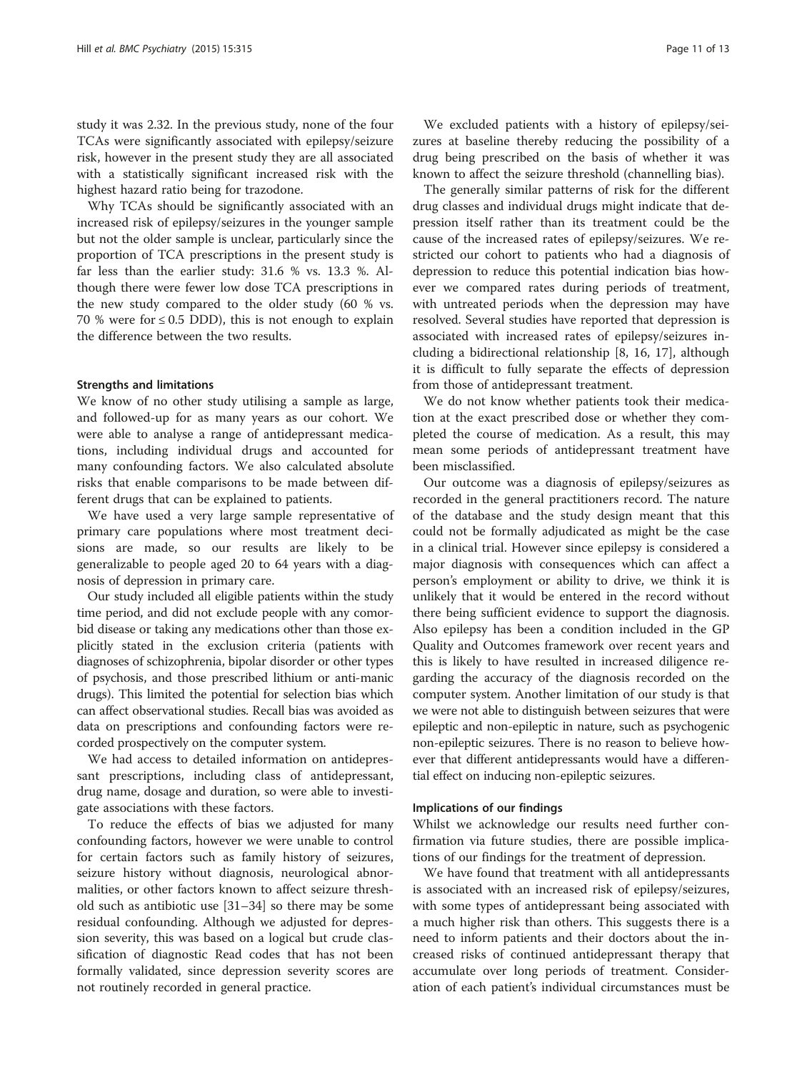study it was 2.32. In the previous study, none of the four TCAs were significantly associated with epilepsy/seizure risk, however in the present study they are all associated with a statistically significant increased risk with the highest hazard ratio being for trazodone.

Why TCAs should be significantly associated with an increased risk of epilepsy/seizures in the younger sample but not the older sample is unclear, particularly since the proportion of TCA prescriptions in the present study is far less than the earlier study: 31.6 % vs. 13.3 %. Although there were fewer low dose TCA prescriptions in the new study compared to the older study (60 % vs. 70 % were for ≤ 0.5 DDD), this is not enough to explain the difference between the two results.

### Strengths and limitations

We know of no other study utilising a sample as large, and followed-up for as many years as our cohort. We were able to analyse a range of antidepressant medications, including individual drugs and accounted for many confounding factors. We also calculated absolute risks that enable comparisons to be made between different drugs that can be explained to patients.

We have used a very large sample representative of primary care populations where most treatment decisions are made, so our results are likely to be generalizable to people aged 20 to 64 years with a diagnosis of depression in primary care.

Our study included all eligible patients within the study time period, and did not exclude people with any comorbid disease or taking any medications other than those explicitly stated in the exclusion criteria (patients with diagnoses of schizophrenia, bipolar disorder or other types of psychosis, and those prescribed lithium or anti-manic drugs). This limited the potential for selection bias which can affect observational studies. Recall bias was avoided as data on prescriptions and confounding factors were recorded prospectively on the computer system.

We had access to detailed information on antidepressant prescriptions, including class of antidepressant, drug name, dosage and duration, so were able to investigate associations with these factors.

To reduce the effects of bias we adjusted for many confounding factors, however we were unable to control for certain factors such as family history of seizures, seizure history without diagnosis, neurological abnormalities, or other factors known to affect seizure threshold such as antibiotic use [31–34] so there may be some residual confounding. Although we adjusted for depression severity, this was based on a logical but crude classification of diagnostic Read codes that has not been formally validated, since depression severity scores are not routinely recorded in general practice.

We excluded patients with a history of epilepsy/seizures at baseline thereby reducing the possibility of a drug being prescribed on the basis of whether it was known to affect the seizure threshold (channelling bias).

The generally similar patterns of risk for the different drug classes and individual drugs might indicate that depression itself rather than its treatment could be the cause of the increased rates of epilepsy/seizures. We restricted our cohort to patients who had a diagnosis of depression to reduce this potential indication bias however we compared rates during periods of treatment, with untreated periods when the depression may have resolved. Several studies have reported that depression is associated with increased rates of epilepsy/seizures including a bidirectional relationship [8, 16, 17], although it is difficult to fully separate the effects of depression from those of antidepressant treatment.

We do not know whether patients took their medication at the exact prescribed dose or whether they completed the course of medication. As a result, this may mean some periods of antidepressant treatment have been misclassified.

Our outcome was a diagnosis of epilepsy/seizures as recorded in the general practitioners record. The nature of the database and the study design meant that this could not be formally adjudicated as might be the case in a clinical trial. However since epilepsy is considered a major diagnosis with consequences which can affect a person's employment or ability to drive, we think it is unlikely that it would be entered in the record without there being sufficient evidence to support the diagnosis. Also epilepsy has been a condition included in the GP Quality and Outcomes framework over recent years and this is likely to have resulted in increased diligence regarding the accuracy of the diagnosis recorded on the computer system. Another limitation of our study is that we were not able to distinguish between seizures that were epileptic and non-epileptic in nature, such as psychogenic non-epileptic seizures. There is no reason to believe however that different antidepressants would have a differential effect on inducing non-epileptic seizures.

### Implications of our findings

Whilst we acknowledge our results need further confirmation via future studies, there are possible implications of our findings for the treatment of depression.

We have found that treatment with all antidepressants is associated with an increased risk of epilepsy/seizures, with some types of antidepressant being associated with a much higher risk than others. This suggests there is a need to inform patients and their doctors about the increased risks of continued antidepressant therapy that accumulate over long periods of treatment. Consideration of each patient's individual circumstances must be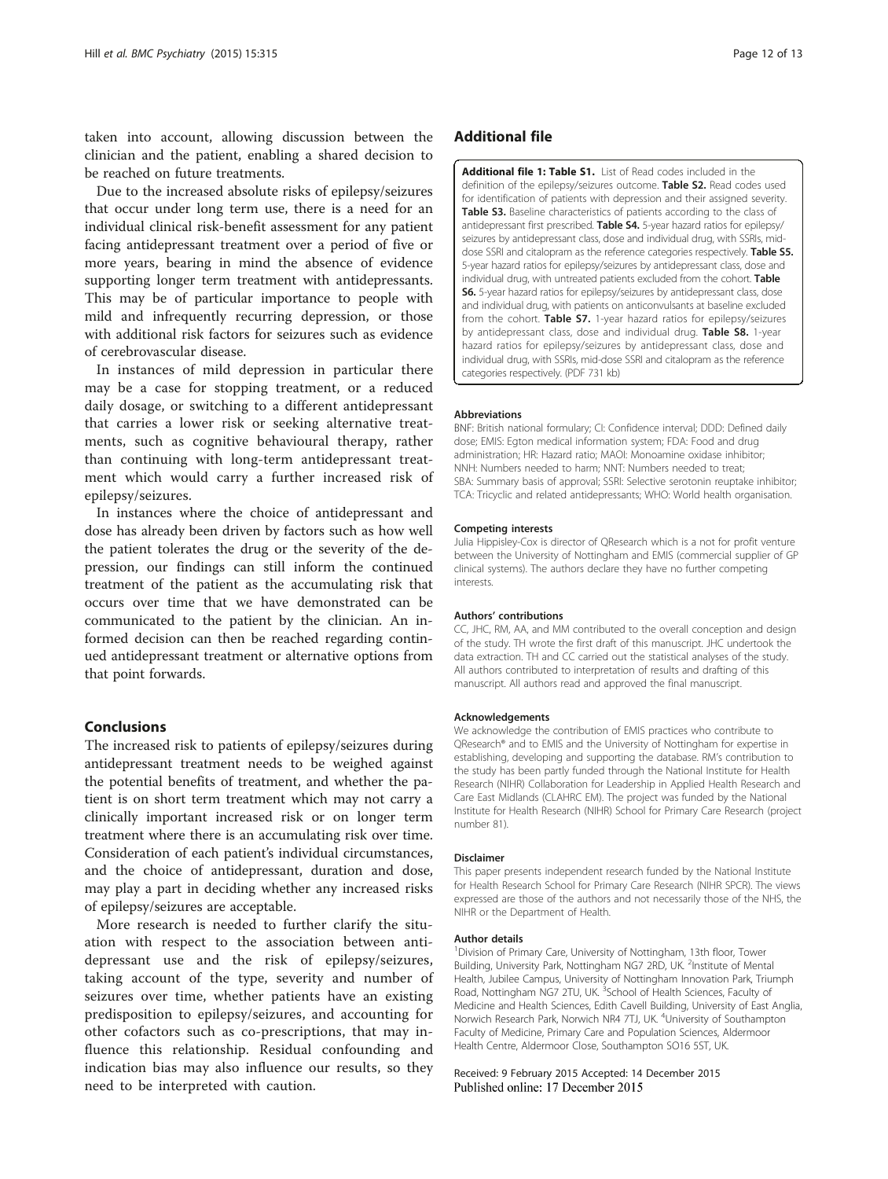taken into account, allowing discussion between the clinician and the patient, enabling a shared decision to be reached on future treatments.

Due to the increased absolute risks of epilepsy/seizures that occur under long term use, there is a need for an individual clinical risk-benefit assessment for any patient facing antidepressant treatment over a period of five or more years, bearing in mind the absence of evidence supporting longer term treatment with antidepressants. This may be of particular importance to people with mild and infrequently recurring depression, or those with additional risk factors for seizures such as evidence of cerebrovascular disease.

In instances of mild depression in particular there may be a case for stopping treatment, or a reduced daily dosage, or switching to a different antidepressant that carries a lower risk or seeking alternative treatments, such as cognitive behavioural therapy, rather than continuing with long-term antidepressant treatment which would carry a further increased risk of epilepsy/seizures.

In instances where the choice of antidepressant and dose has already been driven by factors such as how well the patient tolerates the drug or the severity of the depression, our findings can still inform the continued treatment of the patient as the accumulating risk that occurs over time that we have demonstrated can be communicated to the patient by the clinician. An informed decision can then be reached regarding continued antidepressant treatment or alternative options from that point forwards.

## Conclusions

The increased risk to patients of epilepsy/seizures during antidepressant treatment needs to be weighed against the potential benefits of treatment, and whether the patient is on short term treatment which may not carry a clinically important increased risk or on longer term treatment where there is an accumulating risk over time. Consideration of each patient's individual circumstances, and the choice of antidepressant, duration and dose, may play a part in deciding whether any increased risks of epilepsy/seizures are acceptable.

More research is needed to further clarify the situation with respect to the association between antidepressant use and the risk of epilepsy/seizures, taking account of the type, severity and number of seizures over time, whether patients have an existing predisposition to epilepsy/seizures, and accounting for other cofactors such as co-prescriptions, that may influence this relationship. Residual confounding and indication bias may also influence our results, so they need to be interpreted with caution.

## Additional file

**Additional file 1: Table S1.** List of Read codes included in the definition of the epilepsy/seizures outcome. **Table S2.** Read codes used for identification of patients with depression and their assigned severity. **Table S3.** Baseline characteristics of patients according to the class of antidepressant first prescribed. **Table S4.** 5-year hazard ratios for epilepsy/seizures by antidepressant class, dose and individual drug, with SSRIs, mid-dose SSRI and citalopram as the reference categories respectively. **Table S5.** 5-year hazard ratios for epilepsy/seizures by antidepressant class, dose and individual drug, with untreated patients excluded from the cohort. **Table S6.** 5-year hazard ratios for epilepsy/seizures by antidepressant class, dose and individual drug, with patients on anticonvulsants at baseline excluded from the cohort. **Table S7.** 1-year hazard ratios for epilepsy/seizures by antidepressant class, dose and individual drug. **Table S8.** 1-year hazard ratios for epilepsy/seizures by antidepressant class, dose and individual drug, with SSRIs, mid-dose SSRI and citalopram as the reference categories respectively. (PDF 731 kb)

#### Abbreviations

BNF: British national formulary; CI: Confidence interval; DDD: Defined daily dose; EMIS: Egton medical information system; FDA: Food and drug administration; HR: Hazard ratio; MAOI: Monoamine oxidase inhibitor; NNH: Numbers needed to harm; NNT: Numbers needed to treat; SBA: Summary basis of approval; SSRI: Selective serotonin reuptake inhibitor; TCA: Tricyclic and related antidepressants; WHO: World health organisation.

#### Competing interests

Julia Hippisley-Cox is director of QResearch which is a not for profit venture between the University of Nottingham and EMIS (commercial supplier of GP clinical systems). The authors declare they have no further competing interests.

#### Authors' contributions

CC, JHC, RM, AA, and MM contributed to the overall conception and design of the study. TH wrote the first draft of this manuscript. JHC undertook the data extraction. TH and CC carried out the statistical analyses of the study. All authors contributed to interpretation of results and drafting of this manuscript. All authors read and approved the final manuscript.

#### Acknowledgements

We acknowledge the contribution of EMIS practices who contribute to QResearch® and to EMIS and the University of Nottingham for expertise in establishing, developing and supporting the database. RM's contribution to the study has been partly funded through the National Institute for Health Research (NIHR) Collaboration for Leadership in Applied Health Research and Care East Midlands (CLAHRC EM). The project was funded by the National Institute for Health Research (NIHR) School for Primary Care Research (project number 81).

#### Disclaimer

This paper presents independent research funded by the National Institute for Health Research School for Primary Care Research (NIHR SPCR). The views expressed are those of the authors and not necessarily those of the NHS, the NIHR or the Department of Health.

#### Author details

[1]Division of Primary Care, University of Nottingham, 13th floor, Tower Building, University Park, Nottingham NG7 2RD, UK. [2]Institute of Mental Health, Jubilee Campus, University of Nottingham Innovation Park, Triumph Road, Nottingham NG7 2TU, UK. [3]School of Health Sciences, Faculty of Medicine and Health Sciences, Edith Cavell Building, University of East Anglia, Norwich Research Park, Norwich NR4 7TJ, UK. [4]University of Southampton Faculty of Medicine, Primary Care and Population Sciences, Aldermoor Health Centre, Aldermoor Close, Southampton SO16 5ST, UK.

Received: 9 February 2015 Accepted: 14 December 2015
Published online: 17 December 2015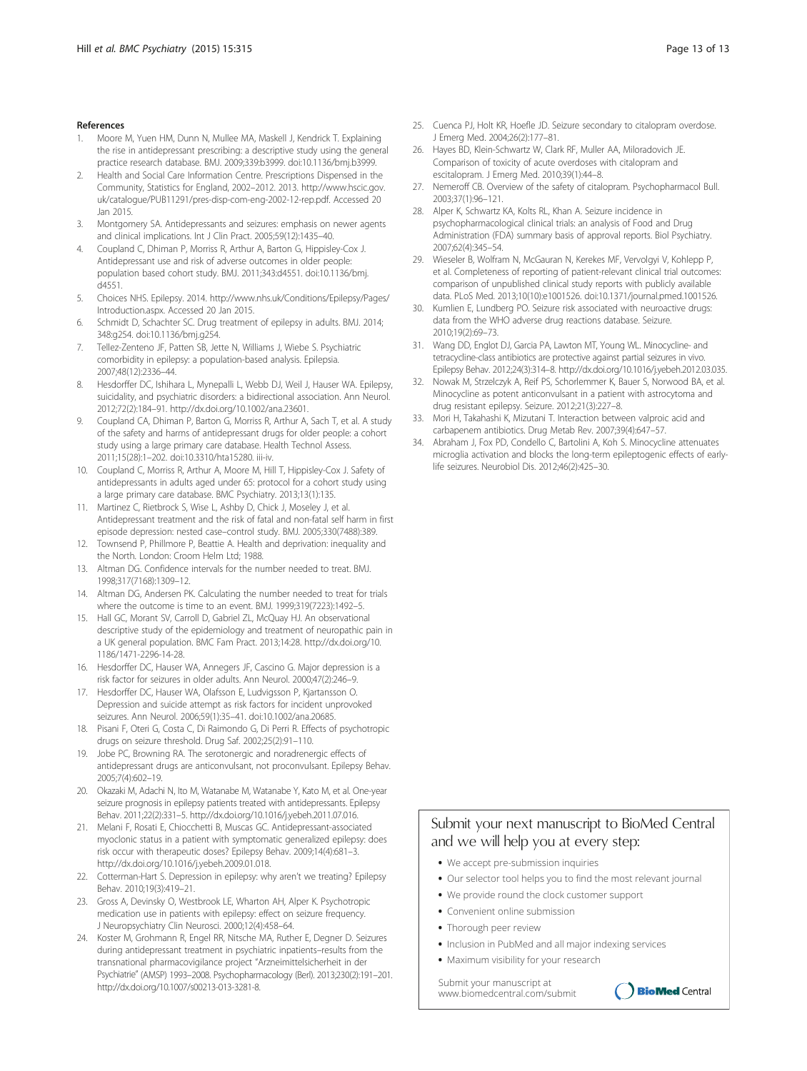## References

1. Moore M, Yuen HM, Dunn N, Mullee MA, Maskell J, Kendrick T. Explaining the rise in antidepressant prescribing: a descriptive study using the general practice research database. BMJ. 2009;339:b3999. doi:10.1136/bmj.b3999.
2. Health and Social Care Information Centre. Prescriptions Dispensed in the Community, Statistics for England, 2002–2012. 2013. http://www.hscic.gov.uk/catalogue/PUB11291/pres-disp-com-eng-2002-12-rep.pdf. Accessed 20 Jan 2015.
3. Montgomery SA. Antidepressants and seizures: emphasis on newer agents and clinical implications. Int J Clin Pract. 2005;59(12):1435–40.
4. Coupland C, Dhiman P, Morriss R, Arthur A, Barton G, Hippisley-Cox J. Antidepressant use and risk of adverse outcomes in older people: population based cohort study. BMJ. 2011;343:d4551. doi:10.1136/bmj.d4551.
5. Choices NHS. Epilepsy. 2014. http://www.nhs.uk/Conditions/Epilepsy/Pages/Introduction.aspx. Accessed 20 Jan 2015.
6. Schmidt D, Schachter SC. Drug treatment of epilepsy in adults. BMJ. 2014;348:g254. doi:10.1136/bmj.g254.
7. Tellez-Zenteno JF, Patten SB, Jette N, Williams J, Wiebe S. Psychiatric comorbidity in epilepsy: a population-based analysis. Epilepsia. 2007;48(12):2336–44.
8. Hesdorffer DC, Ishihara L, Mynepalli L, Webb DJ, Weil J, Hauser WA. Epilepsy, suicidality, and psychiatric disorders: a bidirectional association. Ann Neurol. 2012;72(2):184–91. http://dx.doi.org/10.1002/ana.23601.
9. Coupland CA, Dhiman P, Barton G, Morriss R, Arthur A, Sach T, et al. A study of the safety and harms of antidepressant drugs for older people: a cohort study using a large primary care database. Health Technol Assess. 2011;15(28):1–202. doi:10.3310/hta15280. iii-iv.
10. Coupland C, Morriss R, Arthur A, Moore M, Hill T, Hippisley-Cox J. Safety of antidepressants in adults aged under 65: protocol for a cohort study using a large primary care database. BMC Psychiatry. 2013;13(1):135.
11. Martinez C, Rietbrock S, Wise L, Ashby D, Chick J, Moseley J, et al. Antidepressant treatment and the risk of fatal and non-fatal self harm in first episode depression: nested case–control study. BMJ. 2005;330(7488):389.
12. Townsend P, Phillmore P, Beattie A. Health and deprivation: inequality and the North. London: Croom Helm Ltd; 1988.
13. Altman DG. Confidence intervals for the number needed to treat. BMJ. 1998;317(7168):1309–12.
14. Altman DG, Andersen PK. Calculating the number needed to treat for trials where the outcome is time to an event. BMJ. 1999;319(7223):1492–5.
15. Hall GC, Morant SV, Carroll D, Gabriel ZL, McQuay HJ. An observational descriptive study of the epidemiology and treatment of neuropathic pain in a UK general population. BMC Fam Pract. 2013;14:28. http://dx.doi.org/10.1186/1471-2296-14-28.
16. Hesdorffer DC, Hauser WA, Annegers JF, Cascino G. Major depression is a risk factor for seizures in older adults. Ann Neurol. 2000;47(2):246–9.
17. Hesdorffer DC, Hauser WA, Olafsson E, Ludvigsson P, Kjartansson O. Depression and suicide attempt as risk factors for incident unprovoked seizures. Ann Neurol. 2006;59(1):35–41. doi:10.1002/ana.20685.
18. Pisani F, Oteri G, Costa C, Di Raimondo G, Di Perri R. Effects of psychotropic drugs on seizure threshold. Drug Saf. 2002;25(2):91–110.
19. Jobe PC, Browning RA. The serotonergic and noradrenergic effects of antidepressant drugs are anticonvulsant, not proconvulsant. Epilepsy Behav. 2005;7(4):602–19.
20. Okazaki M, Adachi N, Ito M, Watanabe M, Watanabe Y, Kato M, et al. One-year seizure prognosis in epilepsy patients treated with antidepressants. Epilepsy Behav. 2011;22(2):331–5. http://dx.doi.org/10.1016/j.yebeh.2011.07.016.
21. Melani F, Rosati E, Chiocchetti B, Muscas GC. Antidepressant-associated myoclonic status in a patient with symptomatic generalized epilepsy: does risk occur with therapeutic doses? Epilepsy Behav. 2009;14(4):681–3. http://dx.doi.org/10.1016/j.yebeh.2009.01.018.
22. Cotterman-Hart S. Depression in epilepsy: why aren't we treating? Epilepsy Behav. 2010;19(3):419–21.
23. Gross A, Devinsky O, Westbrook LE, Wharton AH, Alper K. Psychotropic medication use in patients with epilepsy: effect on seizure frequency. J Neuropsychiatry Clin Neurosci. 2000;12(4):458–64.
24. Koster M, Grohmann R, Engel RR, Nitsche MA, Ruther E, Degner D. Seizures during antidepressant treatment in psychiatric inpatients–results from the transnational pharmacovigilance project "Arzneimittelsicherheit in der Psychiatrie" (AMSP) 1993–2008. Psychopharmacology (Berl). 2013;230(2):191–201. http://dx.doi.org/10.1007/s00213-013-3281-8.
25. Cuenca PJ, Holt KR, Hoefle JD. Seizure secondary to citalopram overdose. J Emerg Med. 2004;26(2):177–81.
26. Hayes BD, Klein-Schwartz W, Clark RF, Muller AA, Miloradovich JE. Comparison of toxicity of acute overdoses with citalopram and escitalopram. J Emerg Med. 2010;39(1):44–8.
27. Nemeroff CB. Overview of the safety of citalopram. Psychopharmacol Bull. 2003;37(1):96–121.
28. Alper K, Schwartz KA, Kolts RL, Khan A. Seizure incidence in psychopharmacological clinical trials: an analysis of Food and Drug Administration (FDA) summary basis of approval reports. Biol Psychiatry. 2007;62(4):345–54.
29. Wieseler B, Wolfram N, McGauran N, Kerekes MF, Vervolgyi V, Kohlepp P, et al. Completeness of reporting of patient-relevant clinical trial outcomes: comparison of unpublished clinical study reports with publicly available data. PLoS Med. 2013;10(10):e1001526. doi:10.1371/journal.pmed.1001526.
30. Kumlien E, Lundberg PO. Seizure risk associated with neuroactive drugs: data from the WHO adverse drug reactions database. Seizure. 2010;19(2):69–73.
31. Wang DD, Englot DJ, Garcia PA, Lawton MT, Young WL. Minocycline- and tetracycline-class antibiotics are protective against partial seizures in vivo. Epilepsy Behav. 2012;24(3):314–8. http://dx.doi.org/10.1016/j.yebeh.2012.03.035.
32. Nowak M, Strzelczyk A, Reif PS, Schorlemmer K, Bauer S, Norwood BA, et al. Minocycline as potent anticonvulsant in a patient with astrocytoma and drug resistant epilepsy. Seizure. 2012;21(3):227–8.
33. Mori H, Takahashi K, Mizutani T. Interaction between valproic acid and carbapenem antibiotics. Drug Metab Rev. 2007;39(4):647–57.
34. Abraham J, Fox PD, Condello C, Bartolini A, Koh S. Minocycline attenuates microglia activation and blocks the long-term epileptogenic effects of early-life seizures. Neurobiol Dis. 2012;46(2):425–30.

Submit your next manuscript to BioMed Central and we will help you at every step:

- We accept pre-submission inquiries
- Our selector tool helps you to find the most relevant journal
- We provide round the clock customer support
- Convenient online submission
- Thorough peer review
- Inclusion in PubMed and all major indexing services
- Maximum visibility for your research

Submit your manuscript at www.biomedcentral.com/submit

BioMed Central